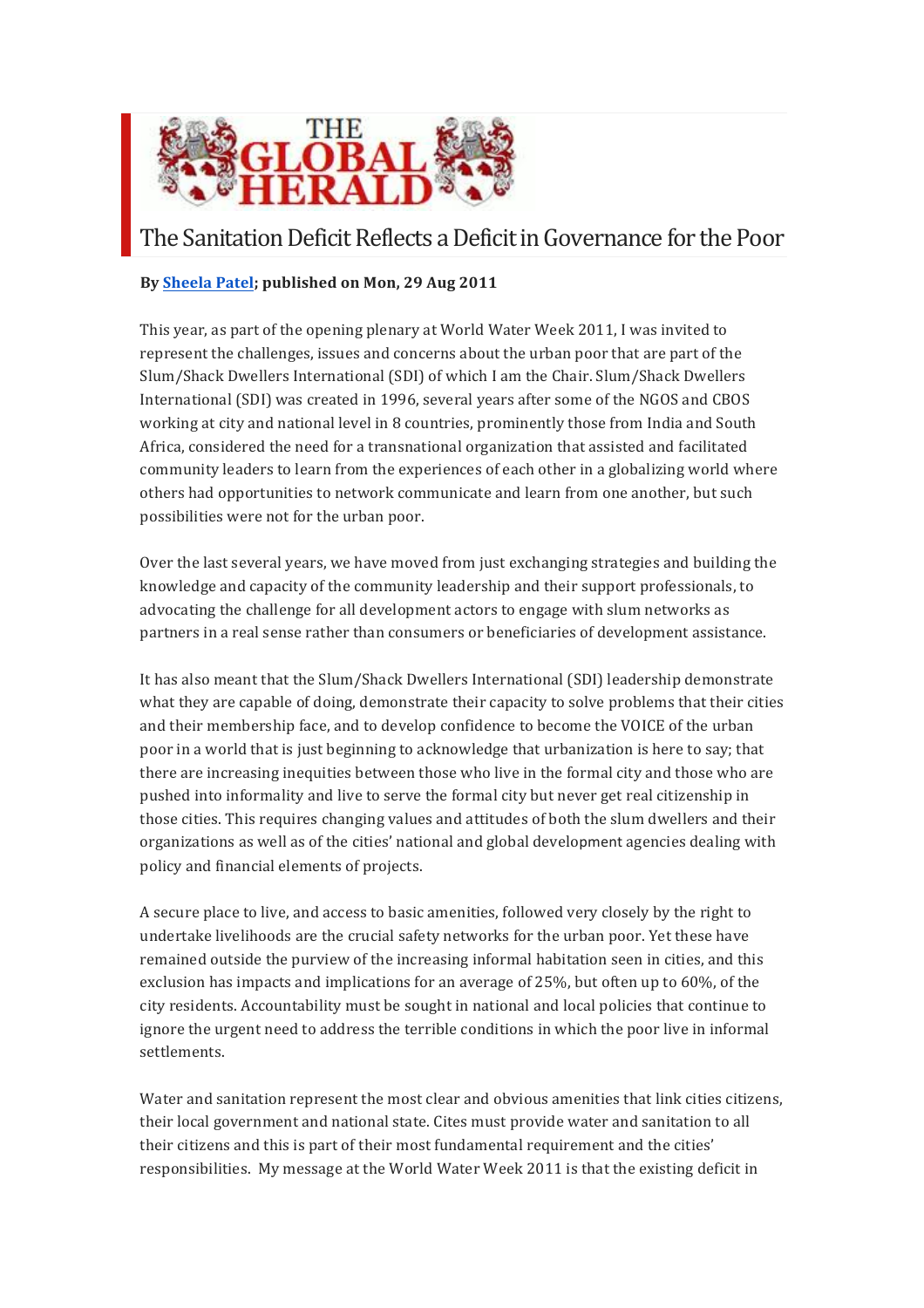THE GLOBAL HERALD

# The Sanitation Deficit Reflects a Deficit in Governance for the Poor

**By Sheela Patel; published on Mon, 29 Aug 2011**

This year, as part of the opening plenary at World Water Week 2011, I was invited to represent the challenges, issues and concerns about the urban poor that are part of the Slum/Shack Dwellers International (SDI) of which I am the Chair. Slum/Shack Dwellers International (SDI) was created in 1996, several years after some of the NGOS and CBOS working at city and national level in 8 countries, prominently those from India and South Africa, considered the need for a transnational organization that assisted and facilitated community leaders to learn from the experiences of each other in a globalizing world where others had opportunities to network communicate and learn from one another, but such possibilities were not for the urban poor.

Over the last several years, we have moved from just exchanging strategies and building the knowledge and capacity of the community leadership and their support professionals, to advocating the challenge for all development actors to engage with slum networks as partners in a real sense rather than consumers or beneficiaries of development assistance.

It has also meant that the Slum/Shack Dwellers International (SDI) leadership demonstrate what they are capable of doing, demonstrate their capacity to solve problems that their cities and their membership face, and to develop confidence to become the VOICE of the urban poor in a world that is just beginning to acknowledge that urbanization is here to say; that there are increasing inequities between those who live in the formal city and those who are pushed into informality and live to serve the formal city but never get real citizenship in those cities. This requires changing values and attitudes of both the slum dwellers and their organizations as well as of the cities' national and global development agencies dealing with policy and financial elements of projects.

A secure place to live, and access to basic amenities, followed very closely by the right to undertake livelihoods are the crucial safety networks for the urban poor. Yet these have remained outside the purview of the increasing informal habitation seen in cities, and this exclusion has impacts and implications for an average of 25%, but often up to 60%, of the city residents. Accountability must be sought in national and local policies that continue to ignore the urgent need to address the terrible conditions in which the poor live in informal settlements.

Water and sanitation represent the most clear and obvious amenities that link cities citizens, their local government and national state. Cites must provide water and sanitation to all their citizens and this is part of their most fundamental requirement and the cities' responsibilities. My message at the World Water Week 2011 is that the existing deficit in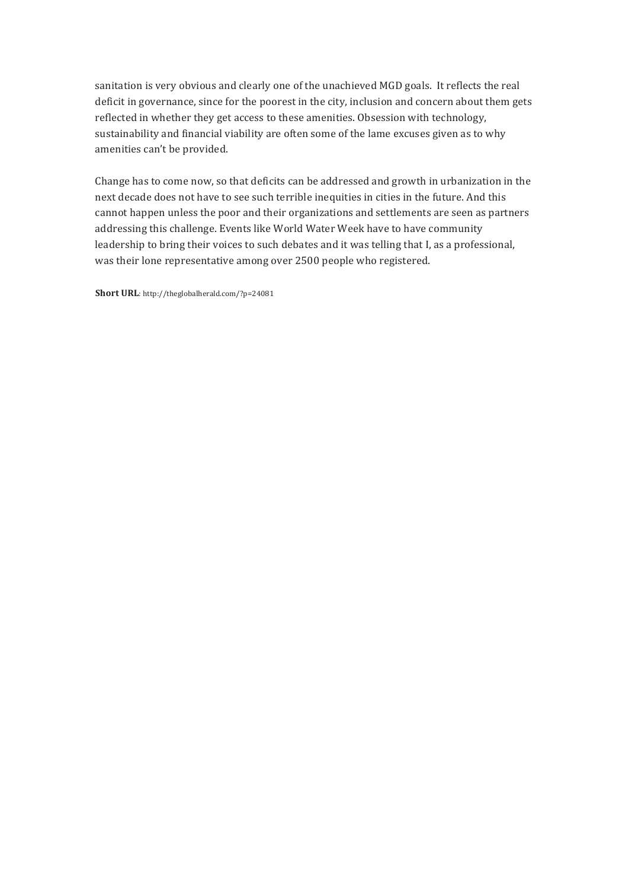sanitation is very obvious and clearly one of the unachieved MGD goals. It reflects the real deficit in governance, since for the poorest in the city, inclusion and concern about them gets reflected in whether they get access to these amenities. Obsession with technology, sustainability and financial viability are often some of the lame excuses given as to why amenities can't be provided.

Change has to come now, so that deficits can be addressed and growth in urbanization in the next decade does not have to see such terrible inequities in cities in the future. And this cannot happen unless the poor and their organizations and settlements are seen as partners addressing this challenge. Events like World Water Week have to have community leadership to bring their voices to such debates and it was telling that I, as a professional, was their lone representative among over 2500 people who registered.

**Short URL**: http://theglobalherald.com/?p=24081